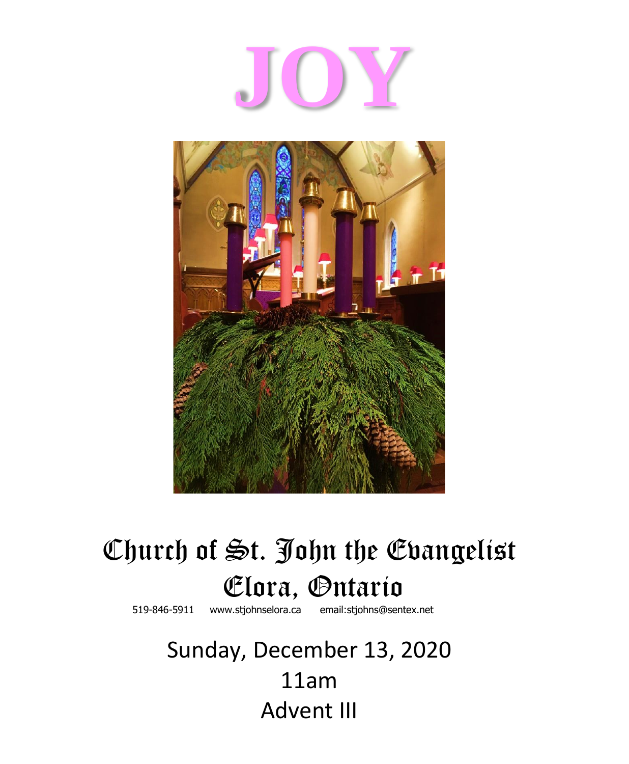# JOY

# Church of St. John the Evangelist
# Elora, Ontario

519-846-5911 www.stjohnselora.ca email:stjohns@sentex.net

Sunday, December 13, 2020

11am

Advent III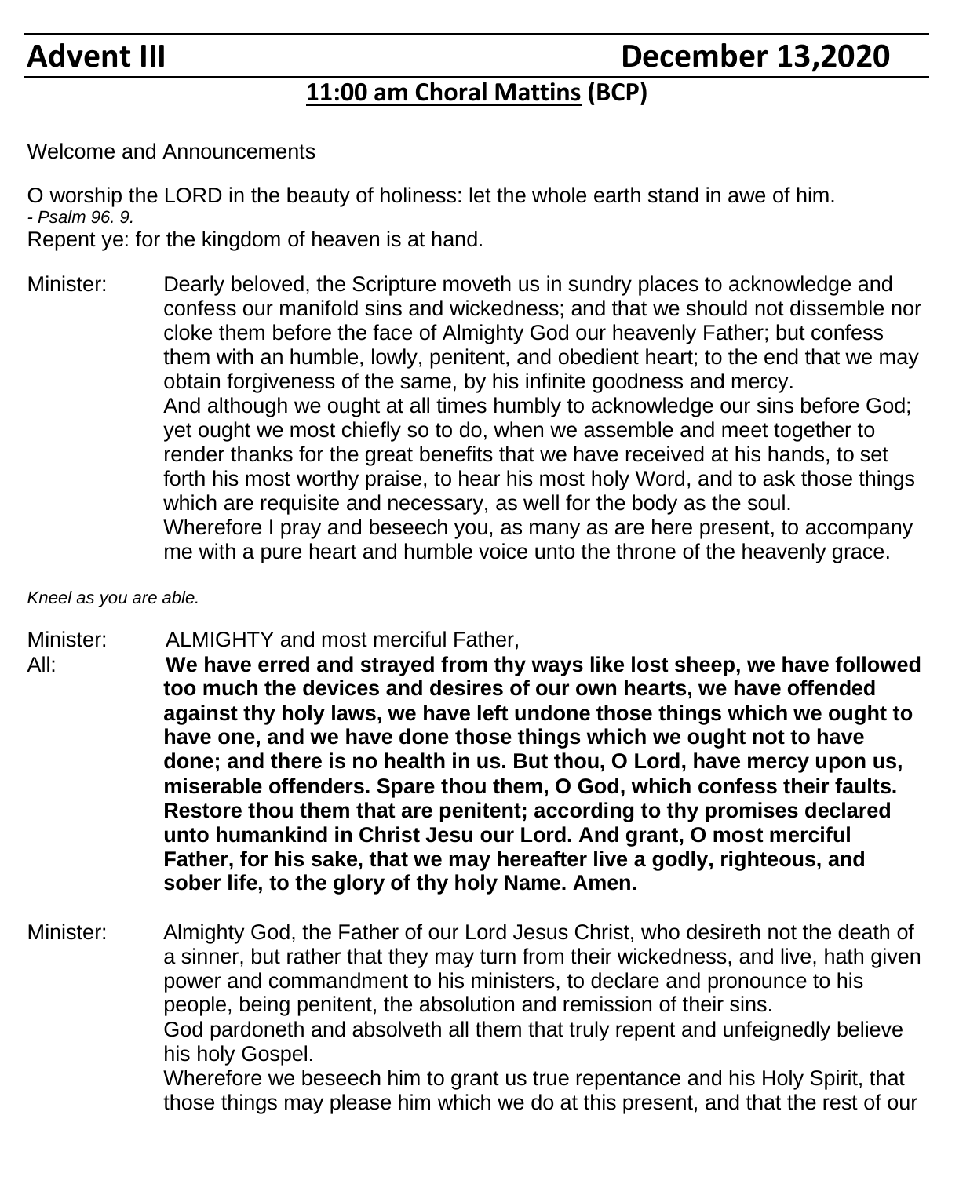# Advent III December 13,2020

## 11:00 am Choral Mattins (BCP)

Welcome and Announcements

O worship the LORD in the beauty of holiness: let the whole earth stand in awe of him.
*- Psalm 96. 9.*
Repent ye: for the kingdom of heaven is at hand.

Minister: Dearly beloved, the Scripture moveth us in sundry places to acknowledge and confess our manifold sins and wickedness; and that we should not dissemble nor cloke them before the face of Almighty God our heavenly Father; but confess them with an humble, lowly, penitent, and obedient heart; to the end that we may obtain forgiveness of the same, by his infinite goodness and mercy.
And although we ought at all times humbly to acknowledge our sins before God; yet ought we most chiefly so to do, when we assemble and meet together to render thanks for the great benefits that we have received at his hands, to set forth his most worthy praise, to hear his most holy Word, and to ask those things which are requisite and necessary, as well for the body as the soul.
Wherefore I pray and beseech you, as many as are here present, to accompany me with a pure heart and humble voice unto the throne of the heavenly grace.

*Kneel as you are able.*

Minister: ALMIGHTY and most merciful Father,
All: **We have erred and strayed from thy ways like lost sheep, we have followed too much the devices and desires of our own hearts, we have offended against thy holy laws, we have left undone those things which we ought to have one, and we have done those things which we ought not to have done; and there is no health in us. But thou, O Lord, have mercy upon us, miserable offenders. Spare thou them, O God, which confess their faults. Restore thou them that are penitent; according to thy promises declared unto humankind in Christ Jesu our Lord. And grant, O most merciful Father, for his sake, that we may hereafter live a godly, righteous, and sober life, to the glory of thy holy Name. Amen.**

Minister: Almighty God, the Father of our Lord Jesus Christ, who desireth not the death of a sinner, but rather that they may turn from their wickedness, and live, hath given power and commandment to his ministers, to declare and pronounce to his people, being penitent, the absolution and remission of their sins.
God pardoneth and absolveth all them that truly repent and unfeignedly believe his holy Gospel.
Wherefore we beseech him to grant us true repentance and his Holy Spirit, that those things may please him which we do at this present, and that the rest of our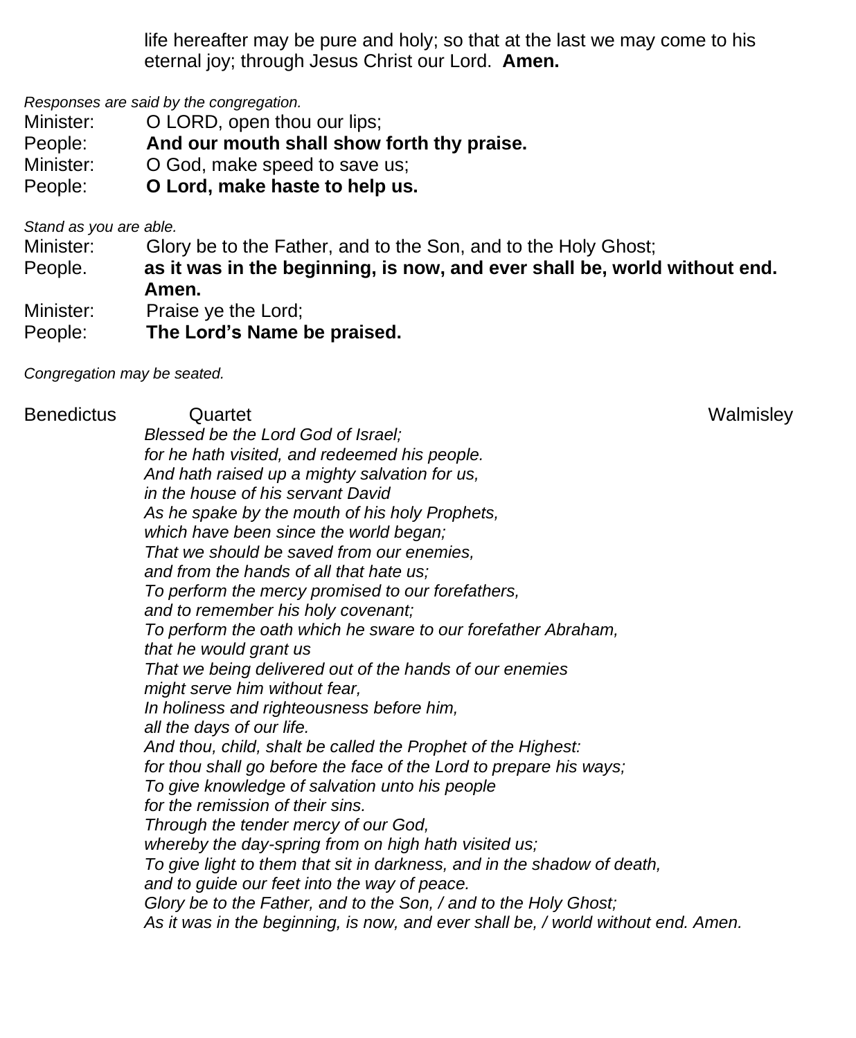life hereafter may be pure and holy; so that at the last we may come to his eternal joy; through Jesus Christ our Lord. **Amen.**

*Responses are said by the congregation.*

Minister: O LORD, open thou our lips;
People: **And our mouth shall show forth thy praise.**
Minister: O God, make speed to save us;
People: **O Lord, make haste to help us.**

*Stand as you are able.*

Minister: Glory be to the Father, and to the Son, and to the Holy Ghost;
People. **as it was in the beginning, is now, and ever shall be, world without end. Amen.**
Minister: Praise ye the Lord;
People: **The Lord's Name be praised.**

*Congregation may be seated.*

Benedictus Quartet Walmisley

*Blessed be the Lord God of Israel;*
*for he hath visited, and redeemed his people.*
*And hath raised up a mighty salvation for us,*
*in the house of his servant David*
*As he spake by the mouth of his holy Prophets,*
*which have been since the world began;*
*That we should be saved from our enemies,*
*and from the hands of all that hate us;*
*To perform the mercy promised to our forefathers,*
*and to remember his holy covenant;*
*To perform the oath which he sware to our forefather Abraham,*
*that he would grant us*
*That we being delivered out of the hands of our enemies*
*might serve him without fear,*
*In holiness and righteousness before him,*
*all the days of our life.*
*And thou, child, shalt be called the Prophet of the Highest:*
*for thou shall go before the face of the Lord to prepare his ways;*
*To give knowledge of salvation unto his people*
*for the remission of their sins.*
*Through the tender mercy of our God,*
*whereby the day-spring from on high hath visited us;*
*To give light to them that sit in darkness, and in the shadow of death,*
*and to guide our feet into the way of peace.*
*Glory be to the Father, and to the Son, / and to the Holy Ghost;*
*As it was in the beginning, is now, and ever shall be, / world without end. Amen.*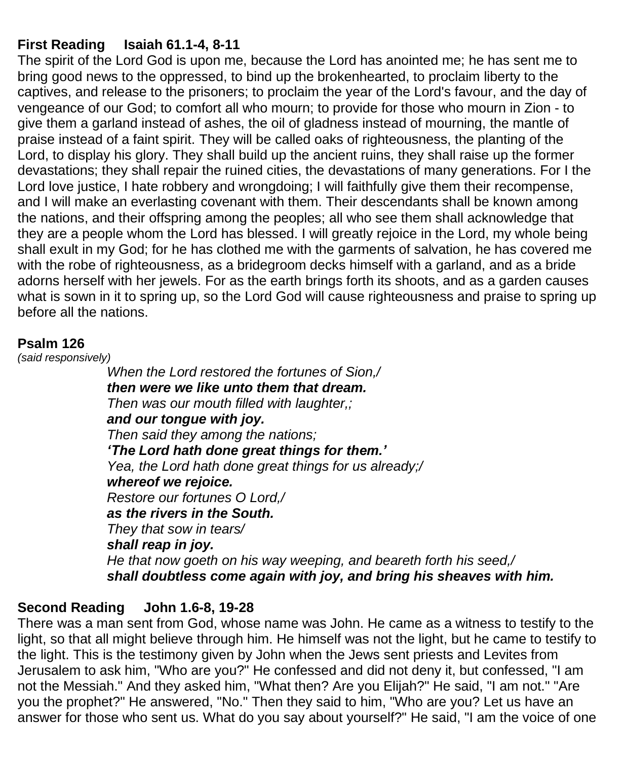**First Reading     Isaiah 61.1-4, 8-11**

The spirit of the Lord God is upon me, because the Lord has anointed me; he has sent me to bring good news to the oppressed, to bind up the brokenhearted, to proclaim liberty to the captives, and release to the prisoners; to proclaim the year of the Lord's favour, and the day of vengeance of our God; to comfort all who mourn; to provide for those who mourn in Zion - to give them a garland instead of ashes, the oil of gladness instead of mourning, the mantle of praise instead of a faint spirit. They will be called oaks of righteousness, the planting of the Lord, to display his glory. They shall build up the ancient ruins, they shall raise up the former devastations; they shall repair the ruined cities, the devastations of many generations. For I the Lord love justice, I hate robbery and wrongdoing; I will faithfully give them their recompense, and I will make an everlasting covenant with them. Their descendants shall be known among the nations, and their offspring among the peoples; all who see them shall acknowledge that they are a people whom the Lord has blessed. I will greatly rejoice in the Lord, my whole being shall exult in my God; for he has clothed me with the garments of salvation, he has covered me with the robe of righteousness, as a bridegroom decks himself with a garland, and as a bride adorns herself with her jewels. For as the earth brings forth its shoots, and as a garden causes what is sown in it to spring up, so the Lord God will cause righteousness and praise to spring up before all the nations.

**Psalm 126**

*(said responsively)*

*When the Lord restored the fortunes of Sion,/*
***then were we like unto them that dream.***
*Then was our mouth filled with laughter,;*
***and our tongue with joy.***
*Then said they among the nations;*
***'The Lord hath done great things for them.'***
*Yea, the Lord hath done great things for us already;/*
***whereof we rejoice.***
*Restore our fortunes O Lord,/*
***as the rivers in the South.***
*They that sow in tears/*
***shall reap in joy.***
*He that now goeth on his way weeping, and beareth forth his seed,/*
***shall doubtless come again with joy, and bring his sheaves with him.***

**Second Reading     John 1.6-8, 19-28**

There was a man sent from God, whose name was John. He came as a witness to testify to the light, so that all might believe through him. He himself was not the light, but he came to testify to the light. This is the testimony given by John when the Jews sent priests and Levites from Jerusalem to ask him, "Who are you?" He confessed and did not deny it, but confessed, "I am not the Messiah." And they asked him, "What then? Are you Elijah?" He said, "I am not." "Are you the prophet?" He answered, "No." Then they said to him, "Who are you? Let us have an answer for those who sent us. What do you say about yourself?" He said, "I am the voice of one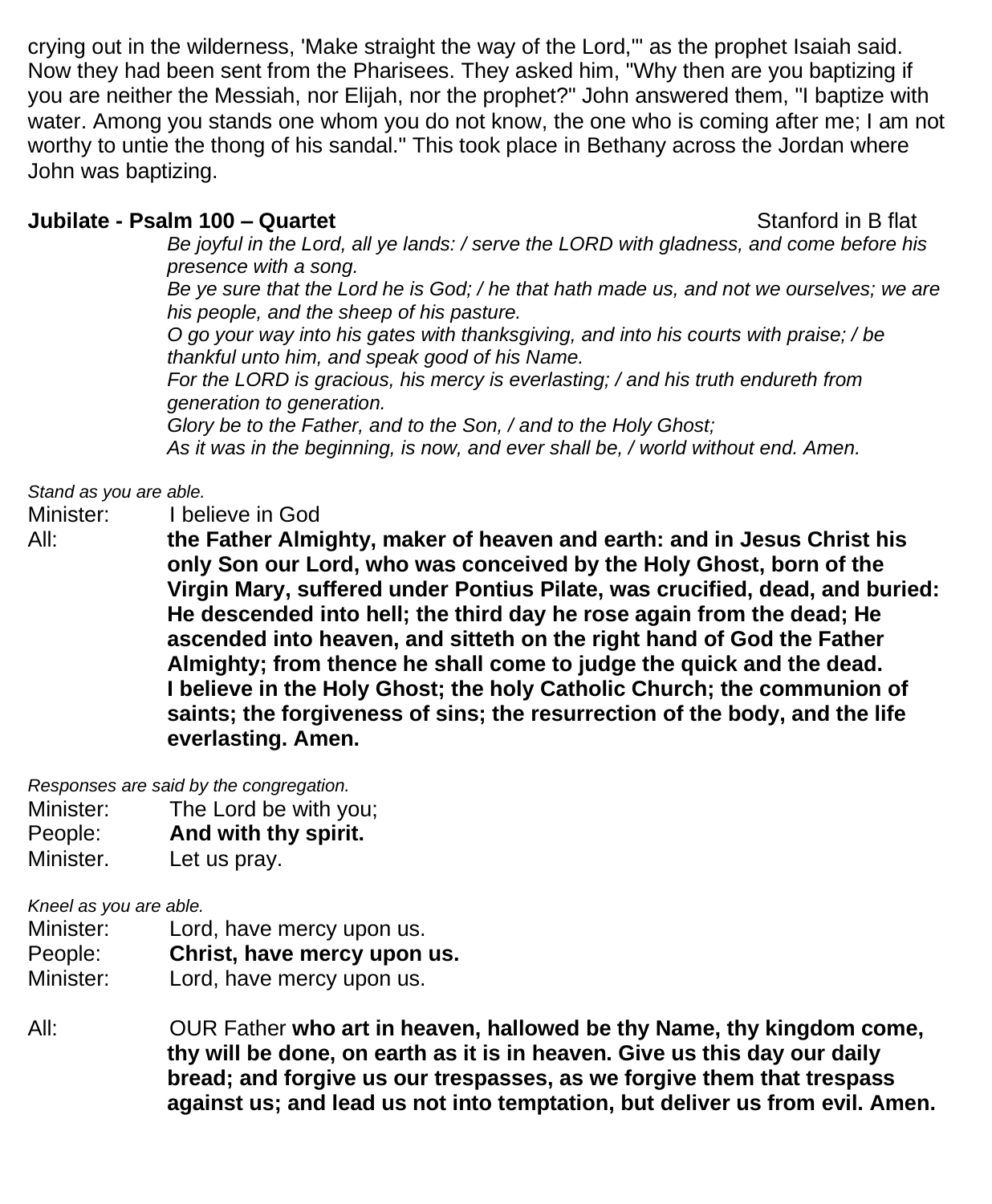crying out in the wilderness, 'Make straight the way of the Lord,'" as the prophet Isaiah said. Now they had been sent from the Pharisees. They asked him, "Why then are you baptizing if you are neither the Messiah, nor Elijah, nor the prophet?" John answered them, "I baptize with water. Among you stands one whom you do not know, the one who is coming after me; I am not worthy to untie the thong of his sandal." This took place in Bethany across the Jordan where John was baptizing.

**Jubilate - Psalm 100 – Quartet** Stanford in B flat

*Be joyful in the Lord, all ye lands: / serve the LORD with gladness, and come before his presence with a song.*
*Be ye sure that the Lord he is God; / he that hath made us, and not we ourselves; we are his people, and the sheep of his pasture.*
*O go your way into his gates with thanksgiving, and into his courts with praise; / be thankful unto him, and speak good of his Name.*
*For the LORD is gracious, his mercy is everlasting; / and his truth endureth from generation to generation.*
*Glory be to the Father, and to the Son, / and to the Holy Ghost;*
*As it was in the beginning, is now, and ever shall be, / world without end. Amen.*

*Stand as you are able.*

Minister: I believe in God

All: **the Father Almighty, maker of heaven and earth: and in Jesus Christ his only Son our Lord, who was conceived by the Holy Ghost, born of the Virgin Mary, suffered under Pontius Pilate, was crucified, dead, and buried: He descended into hell; the third day he rose again from the dead; He ascended into heaven, and sitteth on the right hand of God the Father Almighty; from thence he shall come to judge the quick and the dead. I believe in the Holy Ghost; the holy Catholic Church; the communion of saints; the forgiveness of sins; the resurrection of the body, and the life everlasting. Amen.**

*Responses are said by the congregation.*

Minister: The Lord be with you;
People: **And with thy spirit.**
Minister. Let us pray.

*Kneel as you are able.*

Minister: Lord, have mercy upon us.
People: **Christ, have mercy upon us.**
Minister: Lord, have mercy upon us.

All: OUR Father **who art in heaven, hallowed be thy Name, thy kingdom come, thy will be done, on earth as it is in heaven. Give us this day our daily bread; and forgive us our trespasses, as we forgive them that trespass against us; and lead us not into temptation, but deliver us from evil. Amen.**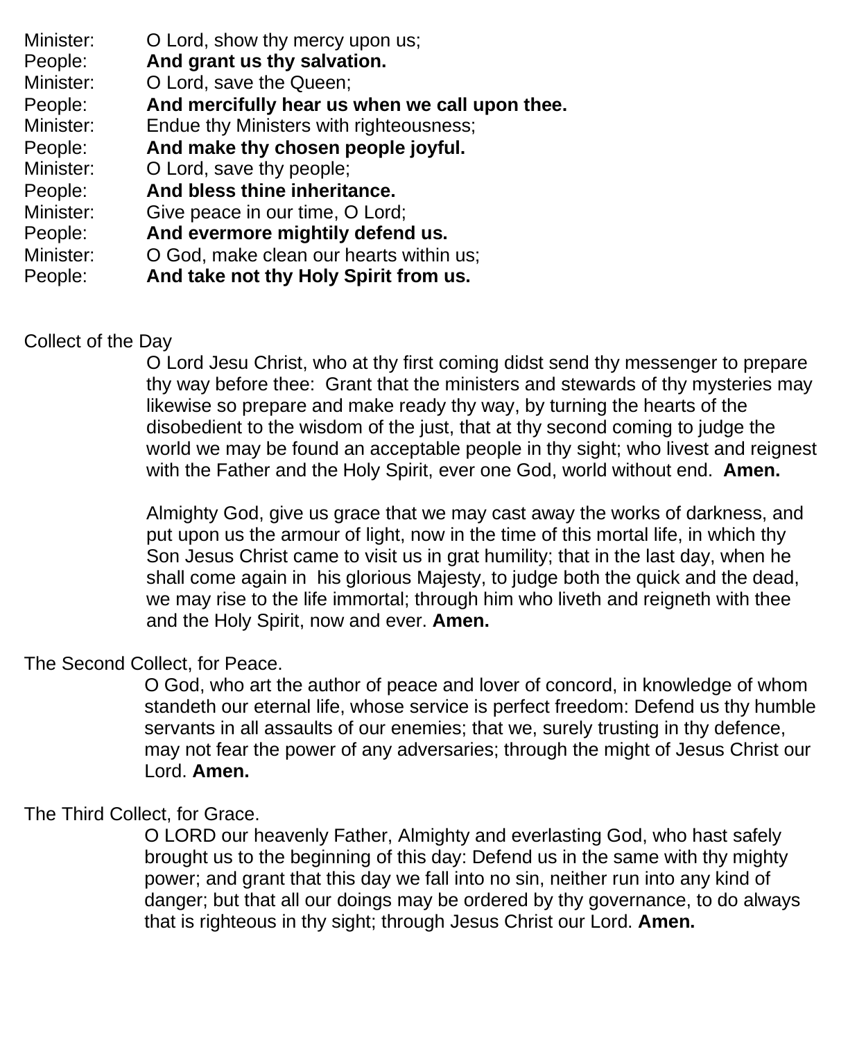Minister: O Lord, show thy mercy upon us;
People: **And grant us thy salvation.**
Minister: O Lord, save the Queen;
People: **And mercifully hear us when we call upon thee.**
Minister: Endue thy Ministers with righteousness;
People: **And make thy chosen people joyful.**
Minister: O Lord, save thy people;
People: **And bless thine inheritance.**
Minister: Give peace in our time, O Lord;
People: **And evermore mightily defend us.**
Minister: O God, make clean our hearts within us;
People: **And take not thy Holy Spirit from us.**

Collect of the Day

O Lord Jesu Christ, who at thy first coming didst send thy messenger to prepare thy way before thee: Grant that the ministers and stewards of thy mysteries may likewise so prepare and make ready thy way, by turning the hearts of the disobedient to the wisdom of the just, that at thy second coming to judge the world we may be found an acceptable people in thy sight; who livest and reignest with the Father and the Holy Spirit, ever one God, world without end. **Amen.**

Almighty God, give us grace that we may cast away the works of darkness, and put upon us the armour of light, now in the time of this mortal life, in which thy Son Jesus Christ came to visit us in grat humility; that in the last day, when he shall come again in his glorious Majesty, to judge both the quick and the dead, we may rise to the life immortal; through him who liveth and reigneth with thee and the Holy Spirit, now and ever. **Amen.**

The Second Collect, for Peace.

O God, who art the author of peace and lover of concord, in knowledge of whom standeth our eternal life, whose service is perfect freedom: Defend us thy humble servants in all assaults of our enemies; that we, surely trusting in thy defence, may not fear the power of any adversaries; through the might of Jesus Christ our Lord. **Amen.**

The Third Collect, for Grace.

O LORD our heavenly Father, Almighty and everlasting God, who hast safely brought us to the beginning of this day: Defend us in the same with thy mighty power; and grant that this day we fall into no sin, neither run into any kind of danger; but that all our doings may be ordered by thy governance, to do always that is righteous in thy sight; through Jesus Christ our Lord. **Amen.**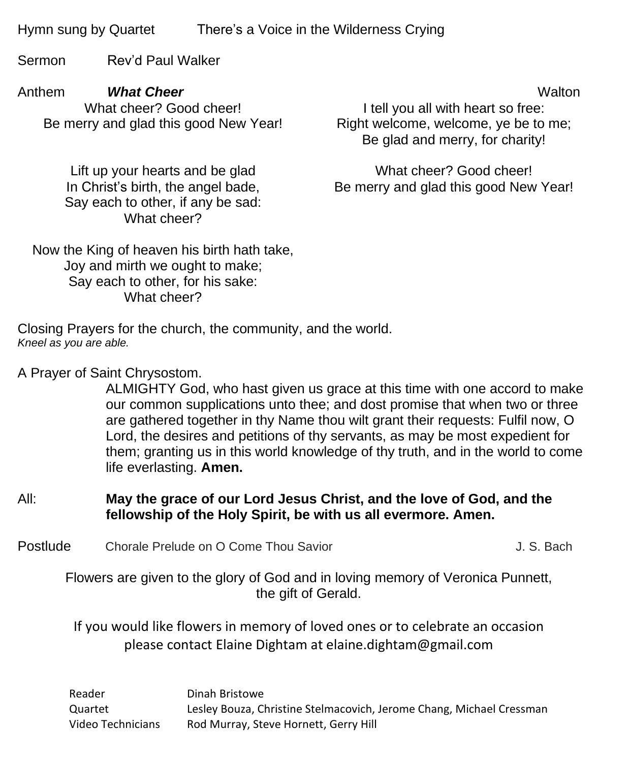Hymn sung by Quartet There's a Voice in the Wilderness Crying

Sermon Rev'd Paul Walker

Anthem ***What Cheer*** Walton

What cheer? Good cheer!
Be merry and glad this good New Year!

Lift up your hearts and be glad
In Christ's birth, the angel bade,
Say each to other, if any be sad:
What cheer?

Now the King of heaven his birth hath take,
Joy and mirth we ought to make;
Say each to other, for his sake:
What cheer?

I tell you all with heart so free:
Right welcome, welcome, ye be to me;
Be glad and merry, for charity!

What cheer? Good cheer!
Be merry and glad this good New Year!

Closing Prayers for the church, the community, and the world.
*Kneel as you are able.*

A Prayer of Saint Chrysostom.

ALMIGHTY God, who hast given us grace at this time with one accord to make our common supplications unto thee; and dost promise that when two or three are gathered together in thy Name thou wilt grant their requests: Fulfil now, O Lord, the desires and petitions of thy servants, as may be most expedient for them; granting us in this world knowledge of thy truth, and in the world to come life everlasting. **Amen.**

All: **May the grace of our Lord Jesus Christ, and the love of God, and the fellowship of the Holy Spirit, be with us all evermore. Amen.**

Postlude Chorale Prelude on O Come Thou Savior J. S. Bach

Flowers are given to the glory of God and in loving memory of Veronica Punnett, the gift of Gerald.

If you would like flowers in memory of loved ones or to celebrate an occasion please contact Elaine Dightam at elaine.dightam@gmail.com

Reader Dinah Bristowe
Quartet Lesley Bouza, Christine Stelmacovich, Jerome Chang, Michael Cressman
Video Technicians Rod Murray, Steve Hornett, Gerry Hill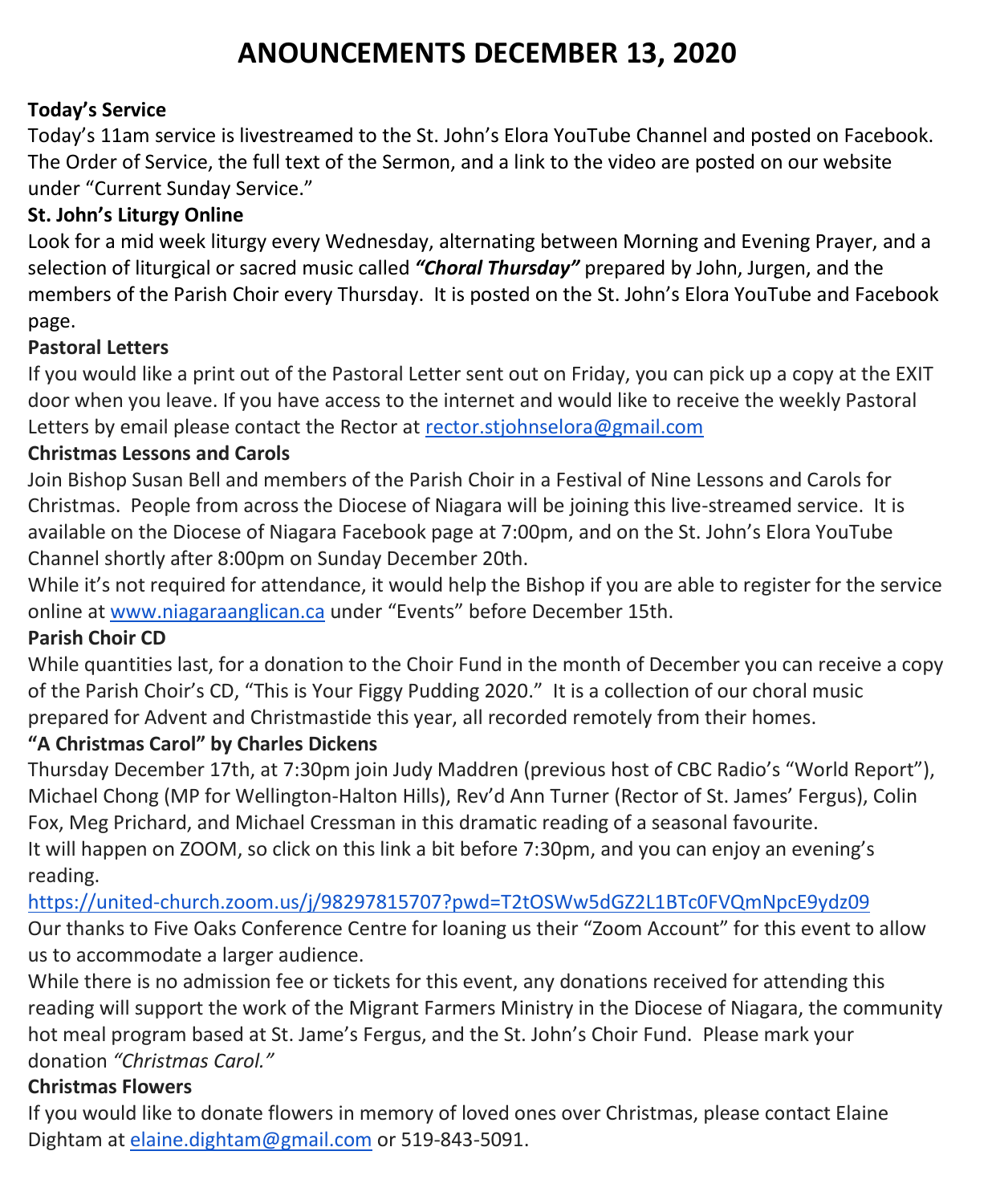# ANOUNCEMENTS DECEMBER 13, 2020

**Today's Service**

Today's 11am service is livestreamed to the St. John's Elora YouTube Channel and posted on Facebook. The Order of Service, the full text of the Sermon, and a link to the video are posted on our website under "Current Sunday Service."

**St. John's Liturgy Online**

Look for a mid week liturgy every Wednesday, alternating between Morning and Evening Prayer, and a selection of liturgical or sacred music called ***"Choral Thursday"*** prepared by John, Jurgen, and the members of the Parish Choir every Thursday. It is posted on the St. John's Elora YouTube and Facebook page.

**Pastoral Letters**

If you would like a print out of the Pastoral Letter sent out on Friday, you can pick up a copy at the EXIT door when you leave. If you have access to the internet and would like to receive the weekly Pastoral Letters by email please contact the Rector at rector.stjohnselora@gmail.com

**Christmas Lessons and Carols**

Join Bishop Susan Bell and members of the Parish Choir in a Festival of Nine Lessons and Carols for Christmas. People from across the Diocese of Niagara will be joining this live-streamed service. It is available on the Diocese of Niagara Facebook page at 7:00pm, and on the St. John's Elora YouTube Channel shortly after 8:00pm on Sunday December 20th.

While it's not required for attendance, it would help the Bishop if you are able to register for the service online at www.niagaraanglican.ca under "Events" before December 15th.

**Parish Choir CD**

While quantities last, for a donation to the Choir Fund in the month of December you can receive a copy of the Parish Choir's CD, "This is Your Figgy Pudding 2020." It is a collection of our choral music prepared for Advent and Christmastide this year, all recorded remotely from their homes.

**"A Christmas Carol" by Charles Dickens**

Thursday December 17th, at 7:30pm join Judy Maddren (previous host of CBC Radio's "World Report"), Michael Chong (MP for Wellington-Halton Hills), Rev'd Ann Turner (Rector of St. James' Fergus), Colin Fox, Meg Prichard, and Michael Cressman in this dramatic reading of a seasonal favourite.

It will happen on ZOOM, so click on this link a bit before 7:30pm, and you can enjoy an evening's reading.

https://united-church.zoom.us/j/98297815707?pwd=T2tOSWw5dGZ2L1BTc0FVQmNpcE9ydz09

Our thanks to Five Oaks Conference Centre for loaning us their "Zoom Account" for this event to allow us to accommodate a larger audience.

While there is no admission fee or tickets for this event, any donations received for attending this reading will support the work of the Migrant Farmers Ministry in the Diocese of Niagara, the community hot meal program based at St. Jame's Fergus, and the St. John's Choir Fund. Please mark your donation *"Christmas Carol."*

**Christmas Flowers**

If you would like to donate flowers in memory of loved ones over Christmas, please contact Elaine Dightam at elaine.dightam@gmail.com or 519-843-5091.